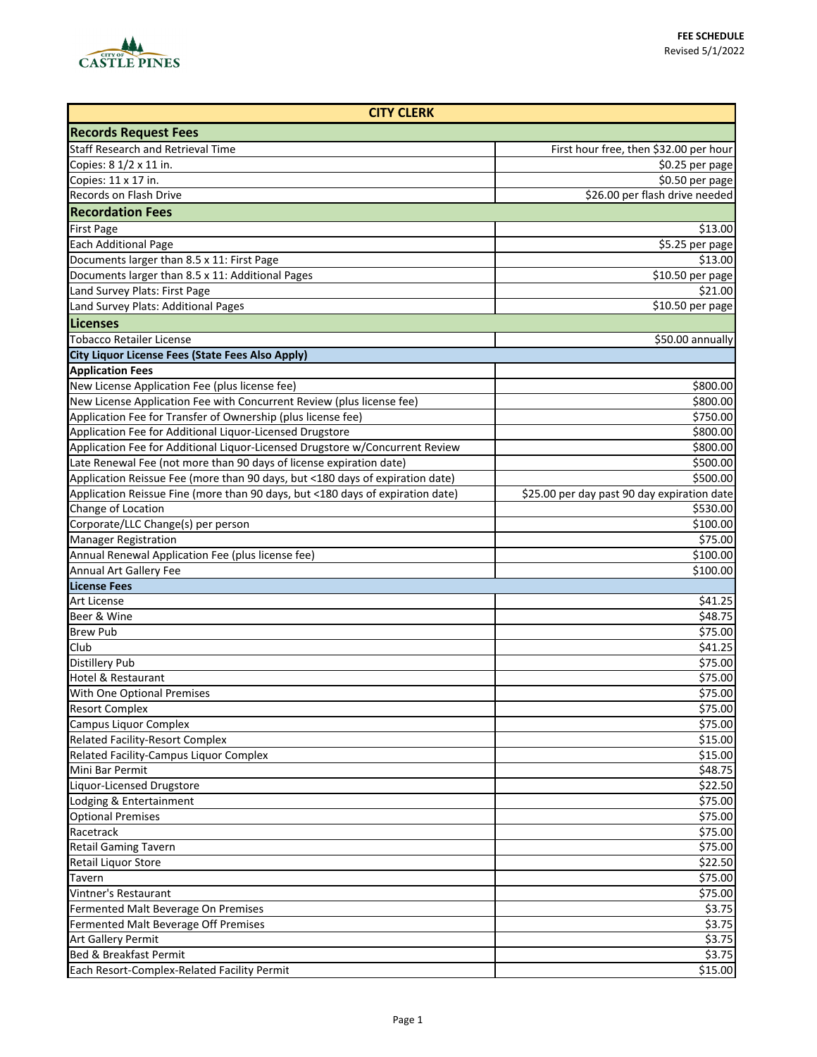FEE SCHEDULE
Revised 5/1/2022

| CITY CLERK | |
|---|---|
| **Records Request Fees** | |
| Staff Research and Retrieval Time | First hour free, then $32.00 per hour |
| Copies: 8 1/2 x 11 in. | $0.25 per page |
| Copies: 11 x 17 in. | $0.50 per page |
| Records on Flash Drive | $26.00 per flash drive needed |
| **Recordation Fees** | |
| First Page | $13.00 |
| Each Additional Page | $5.25 per page |
| Documents larger than 8.5 x 11: First Page | $13.00 |
| Documents larger than 8.5 x 11: Additional Pages | $10.50 per page |
| Land Survey Plats: First Page | $21.00 |
| Land Survey Plats: Additional Pages | $10.50 per page |
| **Licenses** | |
| Tobacco Retailer License | $50.00 annually |
| **City Liquor License Fees (State Fees Also Apply)** | |
| **Application Fees** | |
| New License Application Fee (plus license fee) | $800.00 |
| New License Application Fee with Concurrent Review (plus license fee) | $800.00 |
| Application Fee for Transfer of Ownership (plus license fee) | $750.00 |
| Application Fee for Additional Liquor-Licensed Drugstore | $800.00 |
| Application Fee for Additional Liquor-Licensed Drugstore w/Concurrent Review | $800.00 |
| Late Renewal Fee (not more than 90 days of license expiration date) | $500.00 |
| Application Reissue Fee (more than 90 days, but <180 days of expiration date) | $500.00 |
| Application Reissue Fine (more than 90 days, but <180 days of expiration date) | $25.00 per day past 90 day expiration date |
| Change of Location | $530.00 |
| Corporate/LLC Change(s) per person | $100.00 |
| Manager Registration | $75.00 |
| Annual Renewal Application Fee (plus license fee) | $100.00 |
| Annual Art Gallery Fee | $100.00 |
| **License Fees** | |
| Art License | $41.25 |
| Beer & Wine | $48.75 |
| Brew Pub | $75.00 |
| Club | $41.25 |
| Distillery Pub | $75.00 |
| Hotel & Restaurant | $75.00 |
| With One Optional Premises | $75.00 |
| Resort Complex | $75.00 |
| Campus Liquor Complex | $75.00 |
| Related Facility-Resort Complex | $15.00 |
| Related Facility-Campus Liquor Complex | $15.00 |
| Mini Bar Permit | $48.75 |
| Liquor-Licensed Drugstore | $22.50 |
| Lodging & Entertainment | $75.00 |
| Optional Premises | $75.00 |
| Racetrack | $75.00 |
| Retail Gaming Tavern | $75.00 |
| Retail Liquor Store | $22.50 |
| Tavern | $75.00 |
| Vintner's Restaurant | $75.00 |
| Fermented Malt Beverage On Premises | $3.75 |
| Fermented Malt Beverage Off Premises | $3.75 |
| Art Gallery Permit | $3.75 |
| Bed & Breakfast Permit | $3.75 |
| Each Resort-Complex-Related Facility Permit | $15.00 |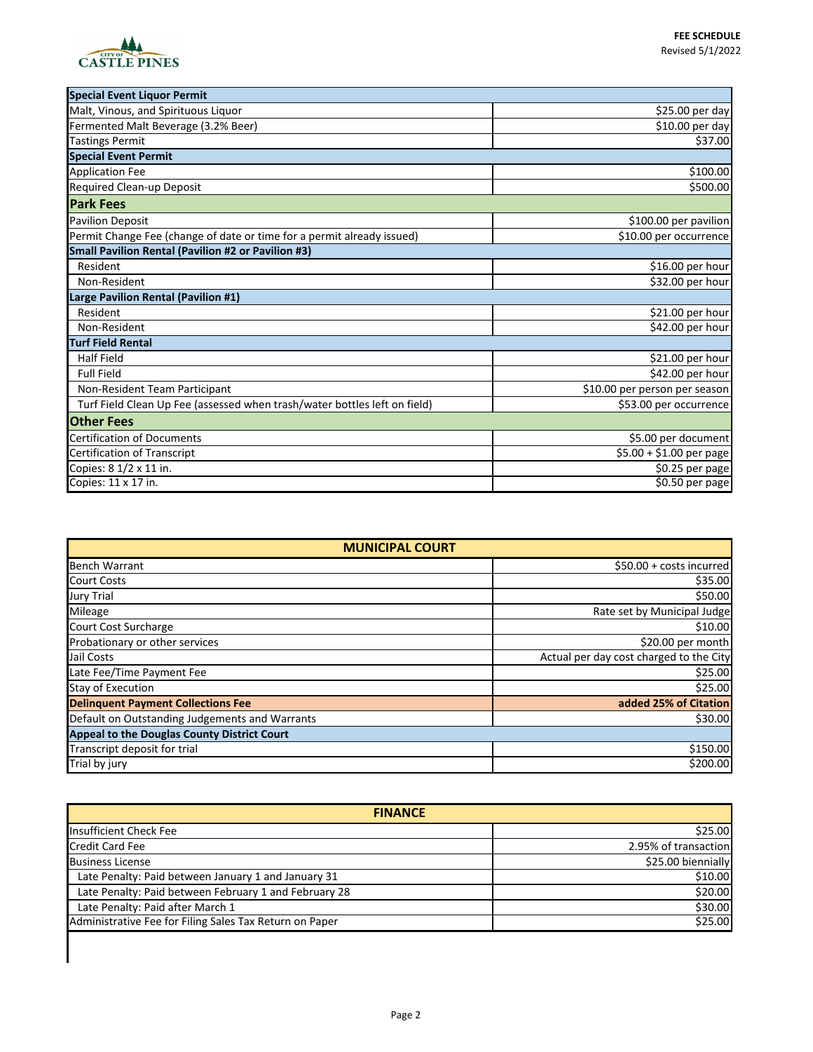| Special Event Liquor Permit | |
|---|---|
| Malt, Vinous, and Spirituous Liquor | $25.00 per day |
| Fermented Malt Beverage (3.2% Beer) | $10.00 per day |
| Tastings Permit | $37.00 |
| **Special Event Permit** | |
| Application Fee | $100.00 |
| Required Clean-up Deposit | $500.00 |
| **Park Fees** | |
| Pavilion Deposit | $100.00 per pavilion |
| Permit Change Fee (change of date or time for a permit already issued) | $10.00 per occurrence |
| **Small Pavilion Rental (Pavilion #2 or Pavilion #3)** | |
| Resident | $16.00 per hour |
| Non-Resident | $32.00 per hour |
| **Large Pavilion Rental (Pavilion #1)** | |
| Resident | $21.00 per hour |
| Non-Resident | $42.00 per hour |
| **Turf Field Rental** | |
| Half Field | $21.00 per hour |
| Full Field | $42.00 per hour |
| Non-Resident Team Participant | $10.00 per person per season |
| Turf Field Clean Up Fee (assessed when trash/water bottles left on field) | $53.00 per occurrence |
| **Other Fees** | |
| Certification of Documents | $5.00 per document |
| Certification of Transcript | $5.00 + $1.00 per page |
| Copies: 8 1/2 x 11 in. | $0.25 per page |
| Copies: 11 x 17 in. | $0.50 per page |

| MUNICIPAL COURT | |
|---|---|
| Bench Warrant | $50.00 + costs incurred |
| Court Costs | $35.00 |
| Jury Trial | $50.00 |
| Mileage | Rate set by Municipal Judge |
| Court Cost Surcharge | $10.00 |
| Probationary or other services | $20.00 per month |
| Jail Costs | Actual per day cost charged to the City |
| Late Fee/Time Payment Fee | $25.00 |
| Stay of Execution | $25.00 |
| **Delinquent Payment Collections Fee** | **added 25% of Citation** |
| Default on Outstanding Judgements and Warrants | $30.00 |
| **Appeal to the Douglas County District Court** | |
| Transcript deposit for trial | $150.00 |
| Trial by jury | $200.00 |

| FINANCE | |
|---|---|
| Insufficient Check Fee | $25.00 |
| Credit Card Fee | 2.95% of transaction |
| Business License | $25.00 biennially |
| Late Penalty: Paid between January 1 and January 31 | $10.00 |
| Late Penalty: Paid between February 1 and February 28 | $20.00 |
| Late Penalty: Paid after March 1 | $30.00 |
| Administrative Fee for Filing Sales Tax Return on Paper | $25.00 |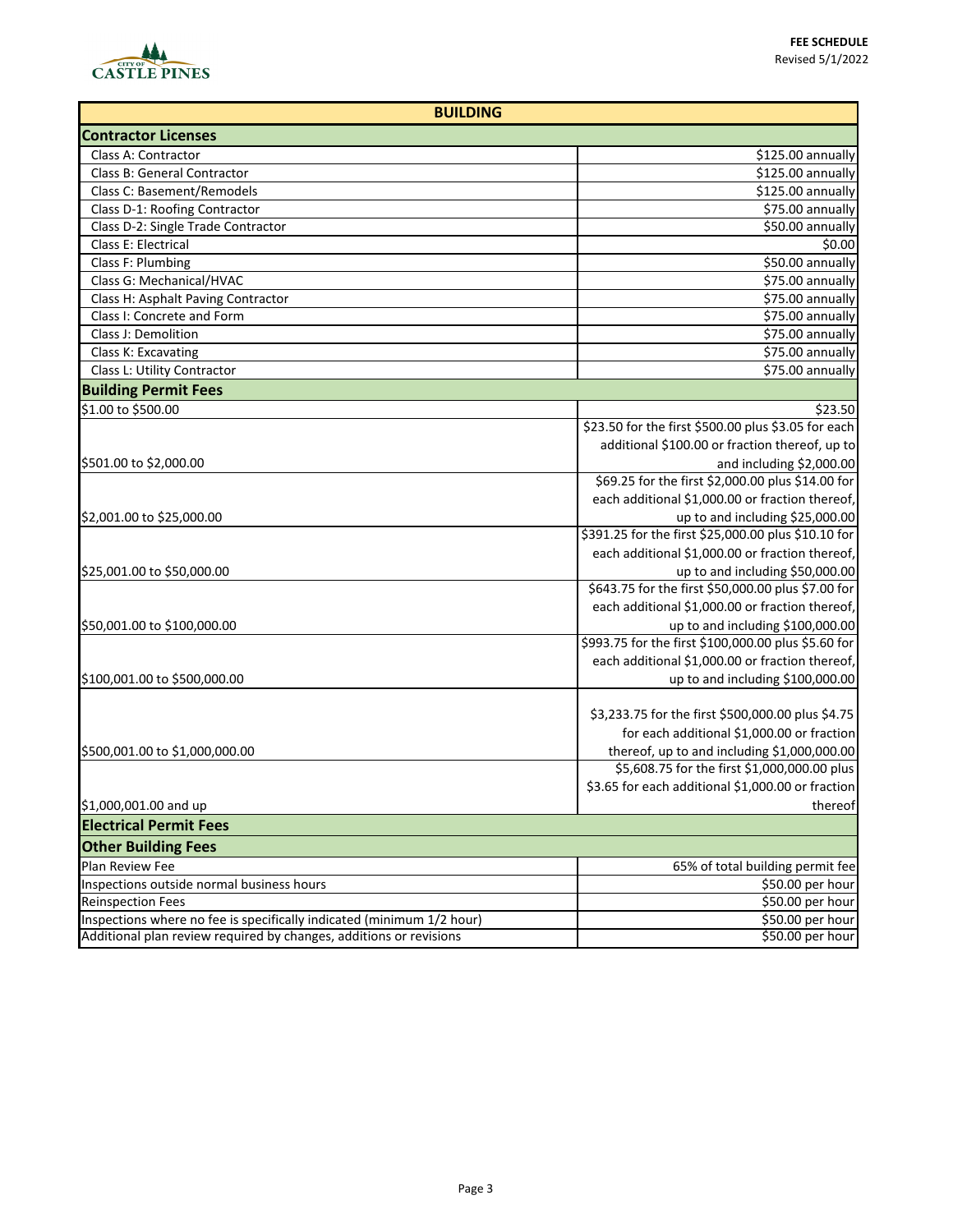FEE SCHEDULE
Revised 5/1/2022

| BUILDING | |
|---|---|
| **Contractor Licenses** | |
| Class A: Contractor | $125.00 annually |
| Class B: General Contractor | $125.00 annually |
| Class C: Basement/Remodels | $125.00 annually |
| Class D-1: Roofing Contractor | $75.00 annually |
| Class D-2: Single Trade Contractor | $50.00 annually |
| Class E: Electrical | $0.00 |
| Class F: Plumbing | $50.00 annually |
| Class G: Mechanical/HVAC | $75.00 annually |
| Class H: Asphalt Paving Contractor | $75.00 annually |
| Class I: Concrete and Form | $75.00 annually |
| Class J: Demolition | $75.00 annually |
| Class K: Excavating | $75.00 annually |
| Class L: Utility Contractor | $75.00 annually |
| **Building Permit Fees** | |
| $1.00 to $500.00 | $23.50 |
| $501.00 to $2,000.00 | $23.50 for the first $500.00 plus $3.05 for each additional $100.00 or fraction thereof, up to and including $2,000.00 |
| $2,001.00 to $25,000.00 | $69.25 for the first $2,000.00 plus $14.00 for each additional $1,000.00 or fraction thereof, up to and including $25,000.00 |
| $25,001.00 to $50,000.00 | $391.25 for the first $25,000.00 plus $10.10 for each additional $1,000.00 or fraction thereof, up to and including $50,000.00 |
| $50,001.00 to $100,000.00 | $643.75 for the first $50,000.00 plus $7.00 for each additional $1,000.00 or fraction thereof, up to and including $100,000.00 |
| $100,001.00 to $500,000.00 | $993.75 for the first $100,000.00 plus $5.60 for each additional $1,000.00 or fraction thereof, up to and including $100,000.00 |
| $500,001.00 to $1,000,000.00 | $3,233.75 for the first $500,000.00 plus $4.75 for each additional $1,000.00 or fraction thereof, up to and including $1,000,000.00 |
| $1,000,001.00 and up | $5,608.75 for the first $1,000,000.00 plus $3.65 for each additional $1,000.00 or fraction thereof |
| **Electrical Permit Fees** | |
| **Other Building Fees** | |
| Plan Review Fee | 65% of total building permit fee |
| Inspections outside normal business hours | $50.00 per hour |
| Reinspection Fees | $50.00 per hour |
| Inspections where no fee is specifically indicated (minimum 1/2 hour) | $50.00 per hour |
| Additional plan review required by changes, additions or revisions | $50.00 per hour |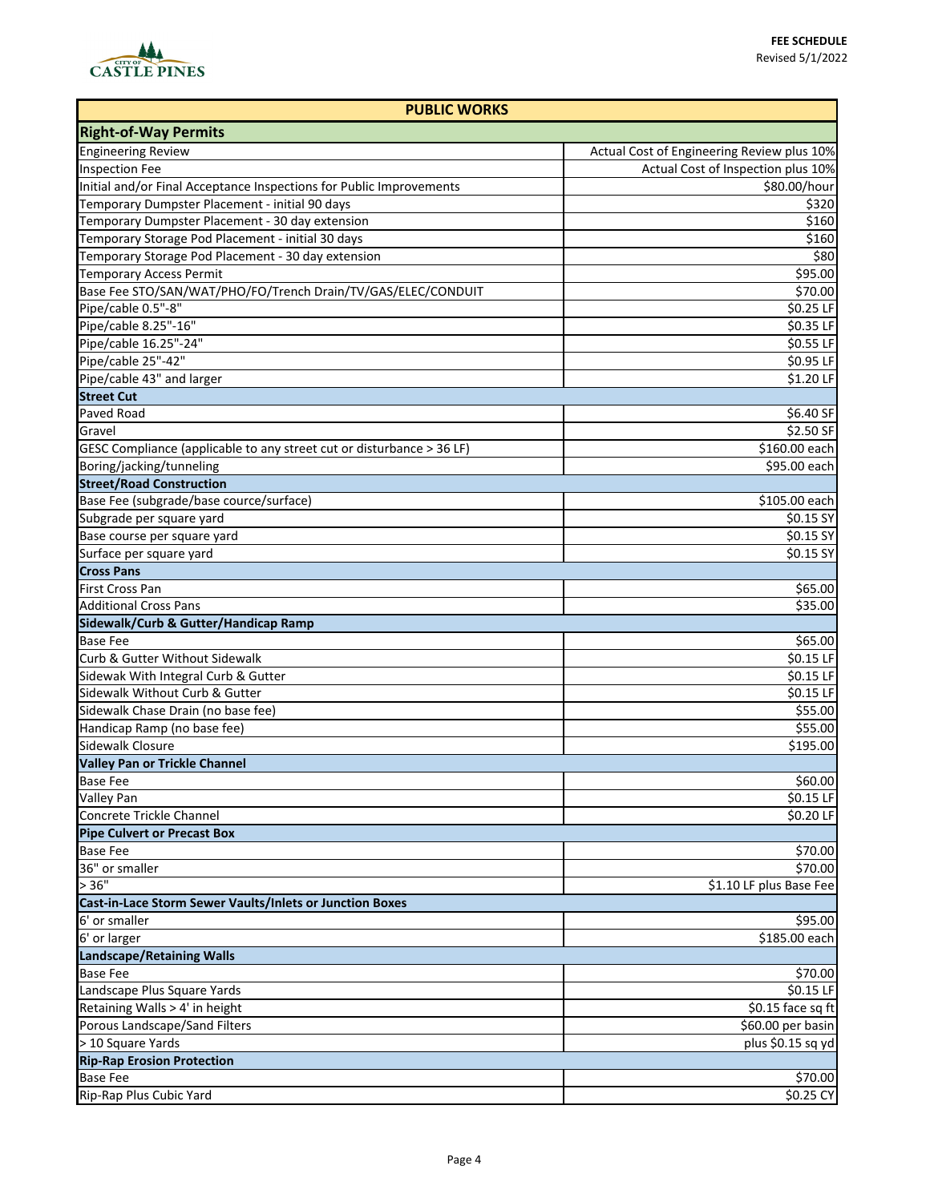FEE SCHEDULE
Revised 5/1/2022

| PUBLIC WORKS | |
|---|---|
| **Right-of-Way Permits** | |
| Engineering Review | Actual Cost of Engineering Review plus 10% |
| Inspection Fee | Actual Cost of Inspection plus 10% |
| Initial and/or Final Acceptance Inspections for Public Improvements | $80.00/hour |
| Temporary Dumpster Placement - initial 90 days | $320 |
| Temporary Dumpster Placement - 30 day extension | $160 |
| Temporary Storage Pod Placement - initial 30 days | $160 |
| Temporary Storage Pod Placement - 30 day extension | $80 |
| Temporary Access Permit | $95.00 |
| Base Fee STO/SAN/WAT/PHO/FO/Trench Drain/TV/GAS/ELEC/CONDUIT | $70.00 |
| Pipe/cable 0.5"-8" | $0.25 LF |
| Pipe/cable 8.25"-16" | $0.35 LF |
| Pipe/cable 16.25"-24" | $0.55 LF |
| Pipe/cable 25"-42" | $0.95 LF |
| Pipe/cable 43" and larger | $1.20 LF |
| **Street Cut** | |
| Paved Road | $6.40 SF |
| Gravel | $2.50 SF |
| GESC Compliance (applicable to any street cut or disturbance > 36 LF) | $160.00 each |
| Boring/jacking/tunneling | $95.00 each |
| **Street/Road Construction** | |
| Base Fee (subgrade/base cource/surface) | $105.00 each |
| Subgrade per square yard | $0.15 SY |
| Base course per square yard | $0.15 SY |
| Surface per square yard | $0.15 SY |
| **Cross Pans** | |
| First Cross Pan | $65.00 |
| Additional Cross Pans | $35.00 |
| **Sidewalk/Curb & Gutter/Handicap Ramp** | |
| Base Fee | $65.00 |
| Curb & Gutter Without Sidewalk | $0.15 LF |
| Sidewak With Integral Curb & Gutter | $0.15 LF |
| Sidewalk Without Curb & Gutter | $0.15 LF |
| Sidewalk Chase Drain (no base fee) | $55.00 |
| Handicap Ramp (no base fee) | $55.00 |
| Sidewalk Closure | $195.00 |
| **Valley Pan or Trickle Channel** | |
| Base Fee | $60.00 |
| Valley Pan | $0.15 LF |
| Concrete Trickle Channel | $0.20 LF |
| **Pipe Culvert or Precast Box** | |
| Base Fee | $70.00 |
| 36" or smaller | $70.00 |
| > 36" | $1.10 LF plus Base Fee |
| **Cast-in-Lace Storm Sewer Vaults/Inlets or Junction Boxes** | |
| 6' or smaller | $95.00 |
| 6' or larger | $185.00 each |
| **Landscape/Retaining Walls** | |
| Base Fee | $70.00 |
| Landscape Plus Square Yards | $0.15 LF |
| Retaining Walls > 4' in height | $0.15 face sq ft |
| Porous Landscape/Sand Filters | $60.00 per basin |
| > 10 Square Yards | plus $0.15 sq yd |
| **Rip-Rap Erosion Protection** | |
| Base Fee | $70.00 |
| Rip-Rap Plus Cubic Yard | $0.25 CY |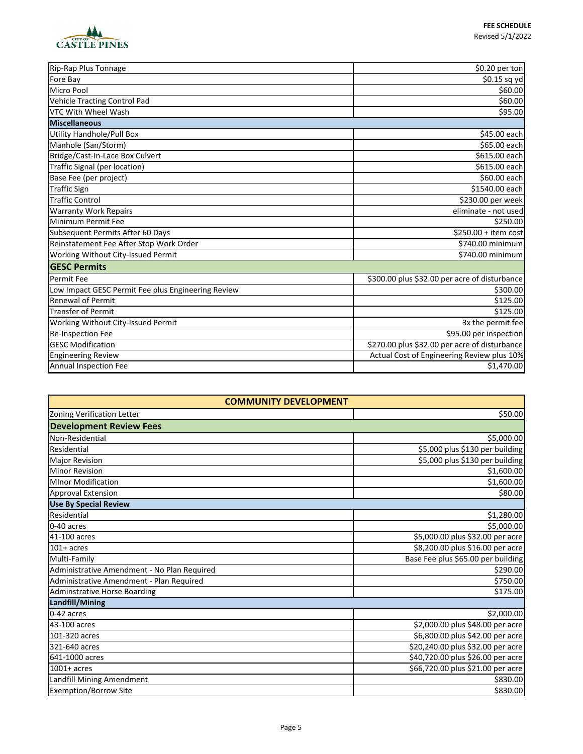| | |
|---|---|
| Rip-Rap Plus Tonnage | $0.20 per ton |
| Fore Bay | $0.15 sq yd |
| Micro Pool | $60.00 |
| Vehicle Tracting Control Pad | $60.00 |
| VTC With Wheel Wash | $95.00 |
| **Miscellaneous** | |
| Utility Handhole/Pull Box | $45.00 each |
| Manhole (San/Storm) | $65.00 each |
| Bridge/Cast-In-Lace Box Culvert | $615.00 each |
| Traffic Signal (per location) | $615.00 each |
| Base Fee (per project) | $60.00 each |
| Traffic Sign | $1540.00 each |
| Traffic Control | $230.00 per week |
| Warranty Work Repairs | eliminate - not used |
| Minimum Permit Fee | $250.00 |
| Subsequent Permits After 60 Days | $250.00 + item cost |
| Reinstatement Fee After Stop Work Order | $740.00 minimum |
| Working Without City-Issued Permit | $740.00 minimum |
| **GESC Permits** | |
| Permit Fee | $300.00 plus $32.00 per acre of disturbance |
| Low Impact GESC Permit Fee plus Engineering Review | $300.00 |
| Renewal of Permit | $125.00 |
| Transfer of Permit | $125.00 |
| Working Without City-Issued Permit | 3x the permit fee |
| Re-Inspection Fee | $95.00 per inspection |
| GESC Modification | $270.00 plus $32.00 per acre of disturbance |
| Engineering Review | Actual Cost of Engineering Review plus 10% |
| Annual Inspection Fee | $1,470.00 |

| COMMUNITY DEVELOPMENT | |
|---|---|
| Zoning Verification Letter | $50.00 |
| **Development Review Fees** | |
| Non-Residential | $5,000.00 |
| Residential | $5,000 plus $130 per building |
| Major Revision | $5,000 plus $130 per building |
| Minor Revision | $1,600.00 |
| MInor Modification | $1,600.00 |
| Approval Extension | $80.00 |
| **Use By Special Review** | |
| Residential | $1,280.00 |
| 0-40 acres | $5,000.00 |
| 41-100 acres | $5,000.00 plus $32.00 per acre |
| 101+ acres | $8,200.00 plus $16.00 per acre |
| Multi-Family | Base Fee plus $65.00 per building |
| Administrative Amendment - No Plan Required | $290.00 |
| Administrative Amendment - Plan Required | $750.00 |
| Adminstrative Horse Boarding | $175.00 |
| **Landfill/Mining** | |
| 0-42 acres | $2,000.00 |
| 43-100 acres | $2,000.00 plus $48.00 per acre |
| 101-320 acres | $6,800.00 plus $42.00 per acre |
| 321-640 acres | $20,240.00 plus $32.00 per acre |
| 641-1000 acres | $40,720.00 plus $26.00 per acre |
| 1001+ acres | $66,720.00 plus $21.00 per acre |
| Landfill Mining Amendment | $830.00 |
| Exemption/Borrow Site | $830.00 |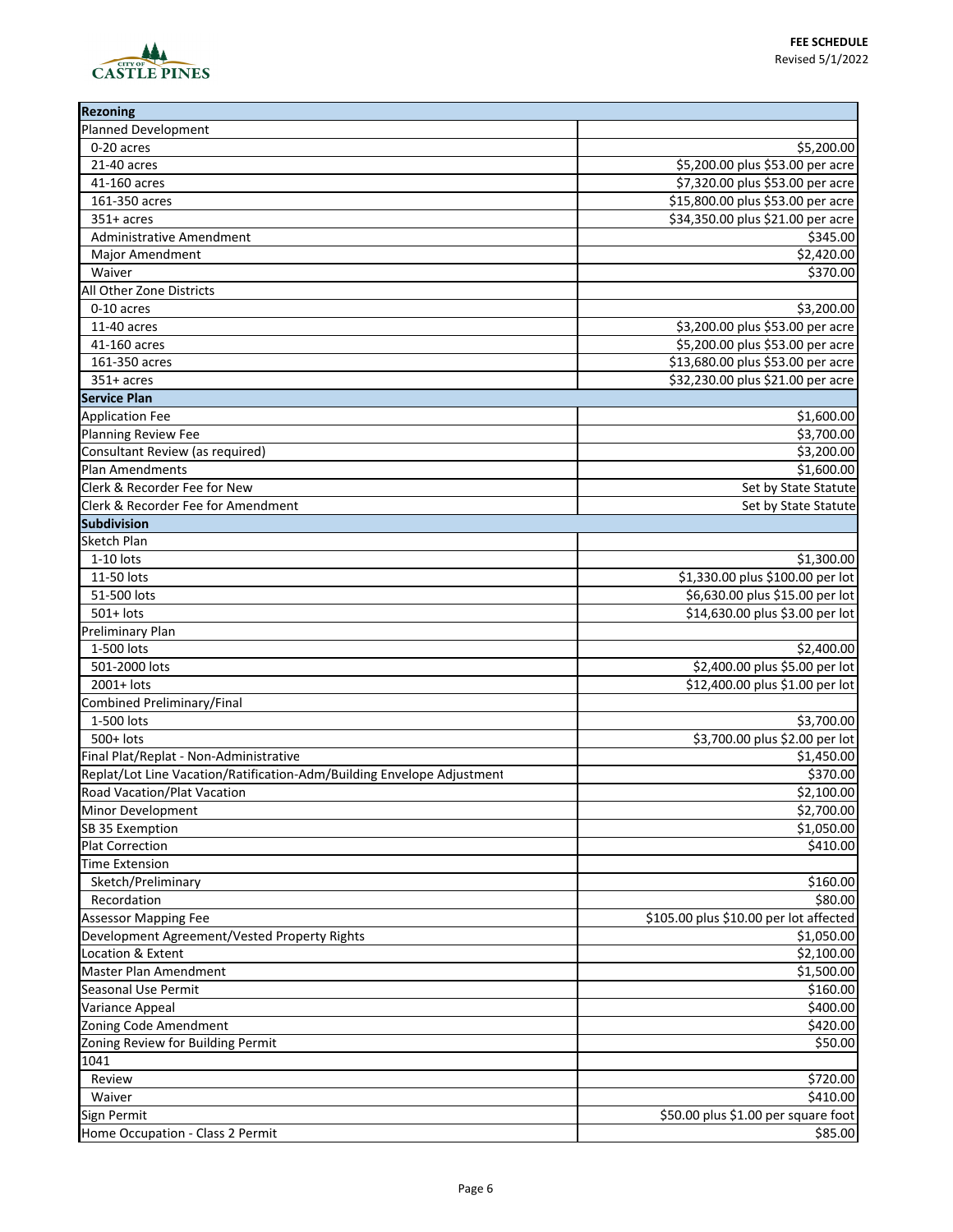**FEE SCHEDULE**
Revised 5/1/2022

| Rezoning | |
|---|---|
| Planned Development | |
| 0-20 acres | $5,200.00 |
| 21-40 acres | $5,200.00 plus $53.00 per acre |
| 41-160 acres | $7,320.00 plus $53.00 per acre |
| 161-350 acres | $15,800.00 plus $53.00 per acre |
| 351+ acres | $34,350.00 plus $21.00 per acre |
| Administrative Amendment | $345.00 |
| Major Amendment | $2,420.00 |
| Waiver | $370.00 |
| All Other Zone Districts | |
| 0-10 acres | $3,200.00 |
| 11-40 acres | $3,200.00 plus $53.00 per acre |
| 41-160 acres | $5,200.00 plus $53.00 per acre |
| 161-350 acres | $13,680.00 plus $53.00 per acre |
| 351+ acres | $32,230.00 plus $21.00 per acre |
| **Service Plan** | |
| Application Fee | $1,600.00 |
| Planning Review Fee | $3,700.00 |
| Consultant Review (as required) | $3,200.00 |
| Plan Amendments | $1,600.00 |
| Clerk & Recorder Fee for New | Set by State Statute |
| Clerk & Recorder Fee for Amendment | Set by State Statute |
| **Subdivision** | |
| Sketch Plan | |
| 1-10 lots | $1,300.00 |
| 11-50 lots | $1,330.00 plus $100.00 per lot |
| 51-500 lots | $6,630.00 plus $15.00 per lot |
| 501+ lots | $14,630.00 plus $3.00 per lot |
| Preliminary Plan | |
| 1-500 lots | $2,400.00 |
| 501-2000 lots | $2,400.00 plus $5.00 per lot |
| 2001+ lots | $12,400.00 plus $1.00 per lot |
| Combined Preliminary/Final | |
| 1-500 lots | $3,700.00 |
| 500+ lots | $3,700.00 plus $2.00 per lot |
| Final Plat/Replat - Non-Administrative | $1,450.00 |
| Replat/Lot Line Vacation/Ratification-Adm/Building Envelope Adjustment | $370.00 |
| Road Vacation/Plat Vacation | $2,100.00 |
| Minor Development | $2,700.00 |
| SB 35 Exemption | $1,050.00 |
| Plat Correction | $410.00 |
| Time Extension | |
| Sketch/Preliminary | $160.00 |
| Recordation | $80.00 |
| Assessor Mapping Fee | $105.00 plus $10.00 per lot affected |
| Development Agreement/Vested Property Rights | $1,050.00 |
| Location & Extent | $2,100.00 |
| Master Plan Amendment | $1,500.00 |
| Seasonal Use Permit | $160.00 |
| Variance Appeal | $400.00 |
| Zoning Code Amendment | $420.00 |
| Zoning Review for Building Permit | $50.00 |
| 1041 | |
| Review | $720.00 |
| Waiver | $410.00 |
| Sign Permit | $50.00 plus $1.00 per square foot |
| Home Occupation - Class 2 Permit | $85.00 |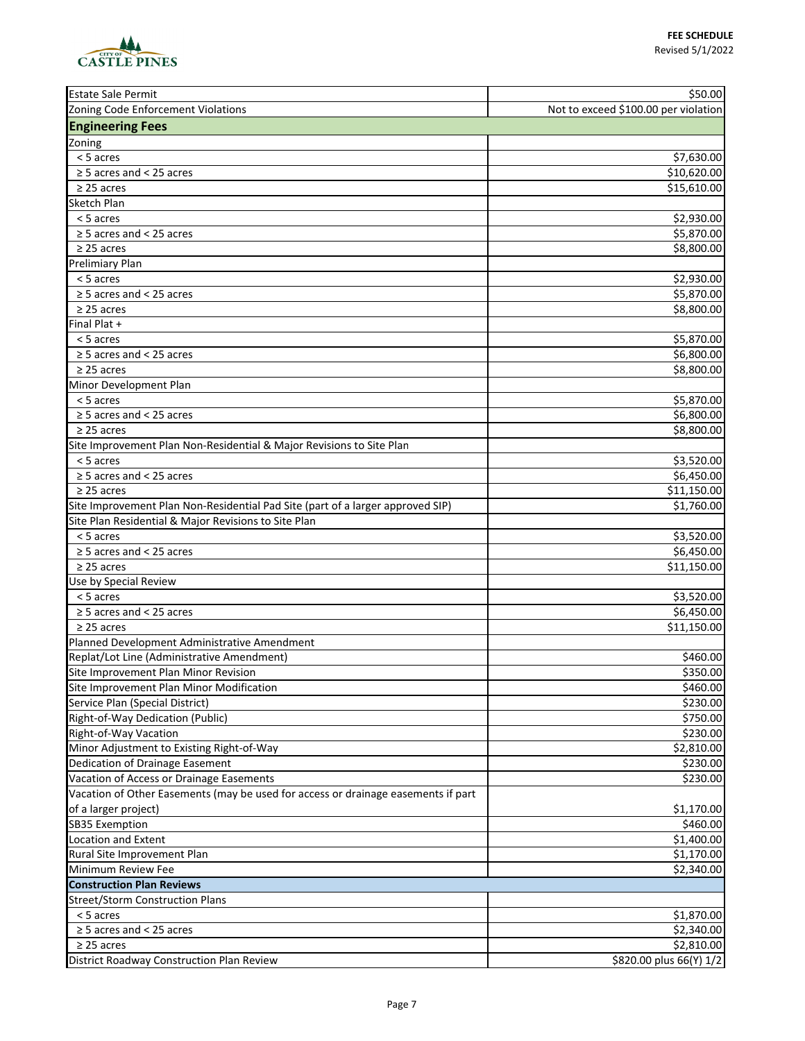| | |
|---|---|
| Estate Sale Permit | $50.00 |
| Zoning Code Enforcement Violations | Not to exceed $100.00 per violation |
| **Engineering Fees** | |
| Zoning | |
| < 5 acres | $7,630.00 |
| ≥ 5 acres and < 25 acres | $10,620.00 |
| ≥ 25 acres | $15,610.00 |
| Sketch Plan | |
| < 5 acres | $2,930.00 |
| ≥ 5 acres and < 25 acres | $5,870.00 |
| ≥ 25 acres | $8,800.00 |
| Prelimiary Plan | |
| < 5 acres | $2,930.00 |
| ≥ 5 acres and < 25 acres | $5,870.00 |
| ≥ 25 acres | $8,800.00 |
| Final Plat + | |
| < 5 acres | $5,870.00 |
| ≥ 5 acres and < 25 acres | $6,800.00 |
| ≥ 25 acres | $8,800.00 |
| Minor Development Plan | |
| < 5 acres | $5,870.00 |
| ≥ 5 acres and < 25 acres | $6,800.00 |
| ≥ 25 acres | $8,800.00 |
| Site Improvement Plan Non-Residential & Major Revisions to Site Plan | |
| < 5 acres | $3,520.00 |
| ≥ 5 acres and < 25 acres | $6,450.00 |
| ≥ 25 acres | $11,150.00 |
| Site Improvement Plan Non-Residential Pad Site (part of a larger approved SIP) | $1,760.00 |
| Site Plan Residential & Major Revisions to Site Plan | |
| < 5 acres | $3,520.00 |
| ≥ 5 acres and < 25 acres | $6,450.00 |
| ≥ 25 acres | $11,150.00 |
| Use by Special Review | |
| < 5 acres | $3,520.00 |
| ≥ 5 acres and < 25 acres | $6,450.00 |
| ≥ 25 acres | $11,150.00 |
| Planned Development Administrative Amendment | |
| Replat/Lot Line (Administrative Amendment) | $460.00 |
| Site Improvement Plan Minor Revision | $350.00 |
| Site Improvement Plan Minor Modification | $460.00 |
| Service Plan (Special District) | $230.00 |
| Right-of-Way Dedication (Public) | $750.00 |
| Right-of-Way Vacation | $230.00 |
| Minor Adjustment to Existing Right-of-Way | $2,810.00 |
| Dedication of Drainage Easement | $230.00 |
| Vacation of Access or Drainage Easements | $230.00 |
| Vacation of Other Easements (may be used for access or drainage easements if part of a larger project) | $1,170.00 |
| SB35 Exemption | $460.00 |
| Location and Extent | $1,400.00 |
| Rural Site Improvement Plan | $1,170.00 |
| Minimum Review Fee | $2,340.00 |
| **Construction Plan Reviews** | |
| Street/Storm Construction Plans | |
| < 5 acres | $1,870.00 |
| ≥ 5 acres and < 25 acres | $2,340.00 |
| ≥ 25 acres | $2,810.00 |
| District Roadway Construction Plan Review | $820.00 plus 66(Y) 1/2 |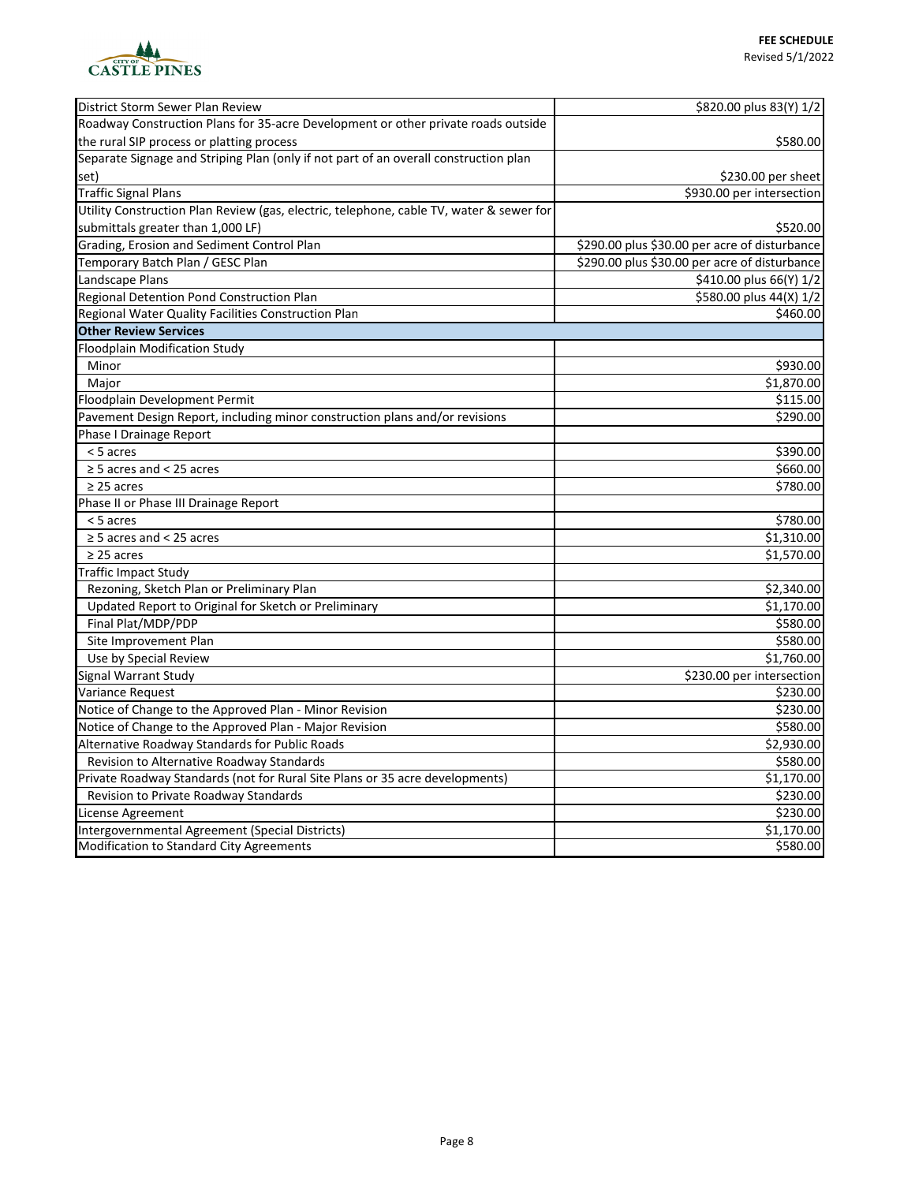| | |
|---|---|
| District Storm Sewer Plan Review | $820.00 plus 83(Y) 1/2 |
| Roadway Construction Plans for 35-acre Development or other private roads outside the rural SIP process or platting process | $580.00 |
| Separate Signage and Striping Plan (only if not part of an overall construction plan set) | $230.00 per sheet |
| Traffic Signal Plans | $930.00 per intersection |
| Utility Construction Plan Review (gas, electric, telephone, cable TV, water & sewer for submittals greater than 1,000 LF) | $520.00 |
| Grading, Erosion and Sediment Control Plan | $290.00 plus $30.00 per acre of disturbance |
| Temporary Batch Plan / GESC Plan | $290.00 plus $30.00 per acre of disturbance |
| Landscape Plans | $410.00 plus 66(Y) 1/2 |
| Regional Detention Pond Construction Plan | $580.00 plus 44(X) 1/2 |
| Regional Water Quality Facilities Construction Plan | $460.00 |
| **Other Review Services** | |
| Floodplain Modification Study | |
| Minor | $930.00 |
| Major | $1,870.00 |
| Floodplain Development Permit | $115.00 |
| Pavement Design Report, including minor construction plans and/or revisions | $290.00 |
| Phase I Drainage Report | |
| < 5 acres | $390.00 |
| ≥ 5 acres and < 25 acres | $660.00 |
| ≥ 25 acres | $780.00 |
| Phase II or Phase III Drainage Report | |
| < 5 acres | $780.00 |
| ≥ 5 acres and < 25 acres | $1,310.00 |
| ≥ 25 acres | $1,570.00 |
| Traffic Impact Study | |
| Rezoning, Sketch Plan or Preliminary Plan | $2,340.00 |
| Updated Report to Original for Sketch or Preliminary | $1,170.00 |
| Final Plat/MDP/PDP | $580.00 |
| Site Improvement Plan | $580.00 |
| Use by Special Review | $1,760.00 |
| Signal Warrant Study | $230.00 per intersection |
| Variance Request | $230.00 |
| Notice of Change to the Approved Plan - Minor Revision | $230.00 |
| Notice of Change to the Approved Plan - Major Revision | $580.00 |
| Alternative Roadway Standards for Public Roads | $2,930.00 |
| Revision to Alternative Roadway Standards | $580.00 |
| Private Roadway Standards (not for Rural Site Plans or 35 acre developments) | $1,170.00 |
| Revision to Private Roadway Standards | $230.00 |
| License Agreement | $230.00 |
| Intergovernmental Agreement (Special Districts) | $1,170.00 |
| Modification to Standard City Agreements | $580.00 |